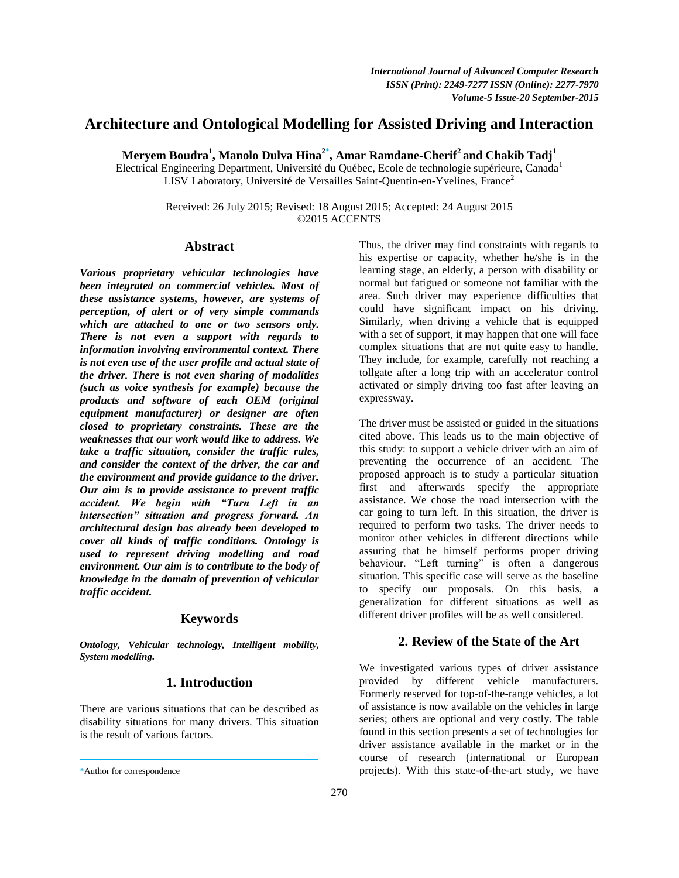# Architecture and Ontological Modelling for Assisted Driving and Interaction

**Meryem Boudra[1], Manolo Dulva Hina[2]*, Amar Ramdane-Cherif[2] and Chakib Tadj[1]**

Electrical Engineering Department, Université du Québec, Ecole de technologie supérieure, Canada[1]
LISV Laboratory, Université de Versailles Saint-Quentin-en-Yvelines, France[2]

Received: 26 July 2015; Revised: 18 August 2015; Accepted: 24 August 2015
©2015 ACCENTS

## Abstract

***Various proprietary vehicular technologies have been integrated on commercial vehicles. Most of these assistance systems, however, are systems of perception, of alert or of very simple commands which are attached to one or two sensors only. There is not even a support with regards to information involving environmental context. There is not even use of the user profile and actual state of the driver. There is not even sharing of modalities (such as voice synthesis for example) because the products and software of each OEM (original equipment manufacturer) or designer are often closed to proprietary constraints. These are the weaknesses that our work would like to address. We take a traffic situation, consider the traffic rules, and consider the context of the driver, the car and the environment and provide guidance to the driver. Our aim is to provide assistance to prevent traffic accident. We begin with "Turn Left in an intersection" situation and progress forward. An architectural design has already been developed to cover all kinds of traffic conditions. Ontology is used to represent driving modelling and road environment. Our aim is to contribute to the body of knowledge in the domain of prevention of vehicular traffic accident.***

## Keywords

***Ontology, Vehicular technology, Intelligent mobility, System modelling.***

## 1. Introduction

There are various situations that can be described as disability situations for many drivers. This situation is the result of various factors.

Thus, the driver may find constraints with regards to his expertise or capacity, whether he/she is in the learning stage, an elderly, a person with disability or normal but fatigued or someone not familiar with the area. Such driver may experience difficulties that could have significant impact on his driving. Similarly, when driving a vehicle that is equipped with a set of support, it may happen that one will face complex situations that are not quite easy to handle. They include, for example, carefully not reaching a tollgate after a long trip with an accelerator control activated or simply driving too fast after leaving an expressway.

The driver must be assisted or guided in the situations cited above. This leads us to the main objective of this study: to support a vehicle driver with an aim of preventing the occurrence of an accident. The proposed approach is to study a particular situation first and afterwards specify the appropriate assistance. We chose the road intersection with the car going to turn left. In this situation, the driver is required to perform two tasks. The driver needs to monitor other vehicles in different directions while assuring that he himself performs proper driving behaviour. "Left turning" is often a dangerous situation. This specific case will serve as the baseline to specify our proposals. On this basis, a generalization for different situations as well as different driver profiles will be as well considered.

## 2. Review of the State of the Art

We investigated various types of driver assistance provided by different vehicle manufacturers. Formerly reserved for top-of-the-range vehicles, a lot of assistance is now available on the vehicles in large series; others are optional and very costly. The table found in this section presents a set of technologies for driver assistance available in the market or in the course of research (international or European projects). With this state-of-the-art study, we have

*Author for correspondence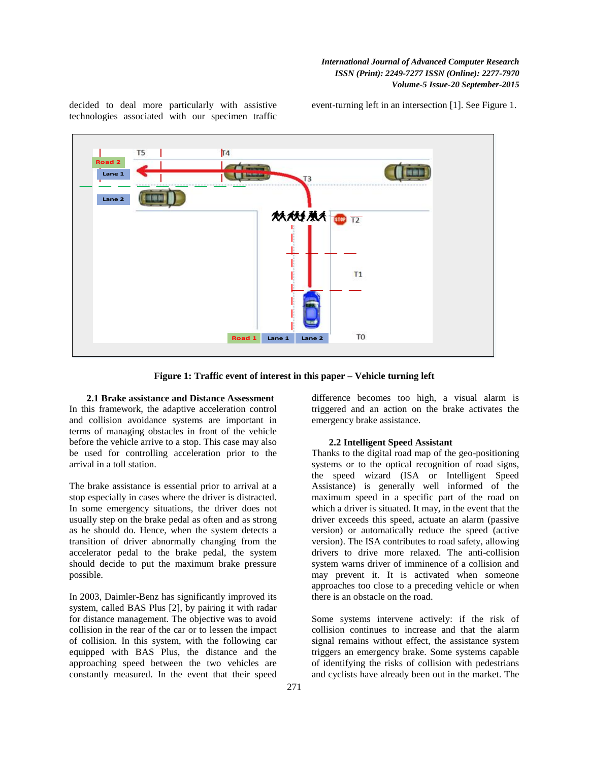decided to deal more particularly with assistive technologies associated with our specimen traffic event-turning left in an intersection [1]. See Figure 1.

**Figure 1: Traffic event of interest in this paper – Vehicle turning left**

### 2.1 Brake assistance and Distance Assessment

In this framework, the adaptive acceleration control and collision avoidance systems are important in terms of managing obstacles in front of the vehicle before the vehicle arrive to a stop. This case may also be used for controlling acceleration prior to the arrival in a toll station.

The brake assistance is essential prior to arrival at a stop especially in cases where the driver is distracted. In some emergency situations, the driver does not usually step on the brake pedal as often and as strong as he should do. Hence, when the system detects a transition of driver abnormally changing from the accelerator pedal to the brake pedal, the system should decide to put the maximum brake pressure possible.

In 2003, Daimler-Benz has significantly improved its system, called BAS Plus [2], by pairing it with radar for distance management. The objective was to avoid collision in the rear of the car or to lessen the impact of collision. In this system, with the following car equipped with BAS Plus, the distance and the approaching speed between the two vehicles are constantly measured. In the event that their speed difference becomes too high, a visual alarm is triggered and an action on the brake activates the emergency brake assistance.

### 2.2 Intelligent Speed Assistant

Thanks to the digital road map of the geo-positioning systems or to the optical recognition of road signs, the speed wizard (ISA or Intelligent Speed Assistance) is generally well informed of the maximum speed in a specific part of the road on which a driver is situated. It may, in the event that the driver exceeds this speed, actuate an alarm (passive version) or automatically reduce the speed (active version). The ISA contributes to road safety, allowing drivers to drive more relaxed. The anti-collision system warns driver of imminence of a collision and may prevent it. It is activated when someone approaches too close to a preceding vehicle or when there is an obstacle on the road.

Some systems intervene actively: if the risk of collision continues to increase and that the alarm signal remains without effect, the assistance system triggers an emergency brake. Some systems capable of identifying the risks of collision with pedestrians and cyclists have already been out in the market. The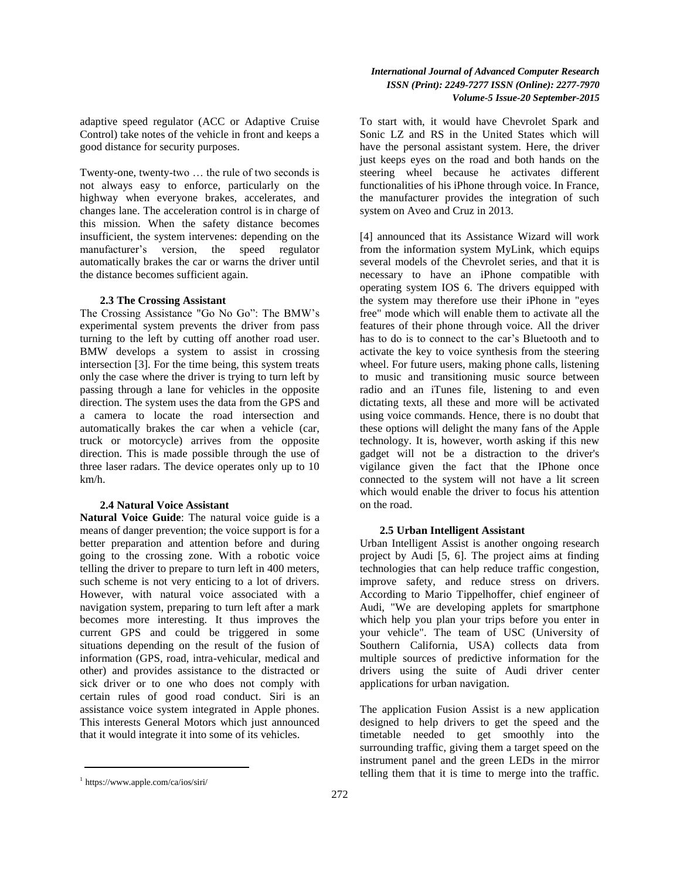adaptive speed regulator (ACC or Adaptive Cruise Control) take notes of the vehicle in front and keeps a good distance for security purposes.

Twenty-one, twenty-two … the rule of two seconds is not always easy to enforce, particularly on the highway when everyone brakes, accelerates, and changes lane. The acceleration control is in charge of this mission. When the safety distance becomes insufficient, the system intervenes: depending on the manufacturer's version, the speed regulator automatically brakes the car or warns the driver until the distance becomes sufficient again.

### 2.3 The Crossing Assistant

The Crossing Assistance "Go No Go": The BMW's experimental system prevents the driver from pass turning to the left by cutting off another road user. BMW develops a system to assist in crossing intersection [3]. For the time being, this system treats only the case where the driver is trying to turn left by passing through a lane for vehicles in the opposite direction. The system uses the data from the GPS and a camera to locate the road intersection and automatically brakes the car when a vehicle (car, truck or motorcycle) arrives from the opposite direction. This is made possible through the use of three laser radars. The device operates only up to 10 km/h.

### 2.4 Natural Voice Assistant

**Natural Voice Guide**: The natural voice guide is a means of danger prevention; the voice support is for a better preparation and attention before and during going to the crossing zone. With a robotic voice telling the driver to prepare to turn left in 400 meters, such scheme is not very enticing to a lot of drivers. However, with natural voice associated with a navigation system, preparing to turn left after a mark becomes more interesting. It thus improves the current GPS and could be triggered in some situations depending on the result of the fusion of information (GPS, road, intra-vehicular, medical and other) and provides assistance to the distracted or sick driver or to one who does not comply with certain rules of good road conduct. Siri is an assistance voice system integrated in Apple phones. This interests General Motors which just announced that it would integrate it into some of its vehicles.

To start with, it would have Chevrolet Spark and Sonic LZ and RS in the United States which will have the personal assistant system. Here, the driver just keeps eyes on the road and both hands on the steering wheel because he activates different functionalities of his iPhone through voice. In France, the manufacturer provides the integration of such system on Aveo and Cruz in 2013.

[4] announced that its Assistance Wizard will work from the information system MyLink, which equips several models of the Chevrolet series, and that it is necessary to have an iPhone compatible with operating system IOS 6. The drivers equipped with the system may therefore use their iPhone in "eyes free" mode which will enable them to activate all the features of their phone through voice. All the driver has to do is to connect to the car's Bluetooth and to activate the key to voice synthesis from the steering wheel. For future users, making phone calls, listening to music and transitioning music source between radio and an iTunes file, listening to and even dictating texts, all these and more will be activated using voice commands. Hence, there is no doubt that these options will delight the many fans of the Apple technology. It is, however, worth asking if this new gadget will not be a distraction to the driver's vigilance given the fact that the IPhone once connected to the system will not have a lit screen which would enable the driver to focus his attention on the road.

### 2.5 Urban Intelligent Assistant

Urban Intelligent Assist is another ongoing research project by Audi [5, 6]. The project aims at finding technologies that can help reduce traffic congestion, improve safety, and reduce stress on drivers. According to Mario Tippelhoffer, chief engineer of Audi, "We are developing applets for smartphone which help you plan your trips before you enter in your vehicle". The team of USC (University of Southern California, USA) collects data from multiple sources of predictive information for the drivers using the suite of Audi driver center applications for urban navigation.

The application Fusion Assist is a new application designed to help drivers to get the speed and the timetable needed to get smoothly into the surrounding traffic, giving them a target speed on the instrument panel and the green LEDs in the mirror telling them that it is time to merge into the traffic.

[1] https://www.apple.com/ca/ios/siri/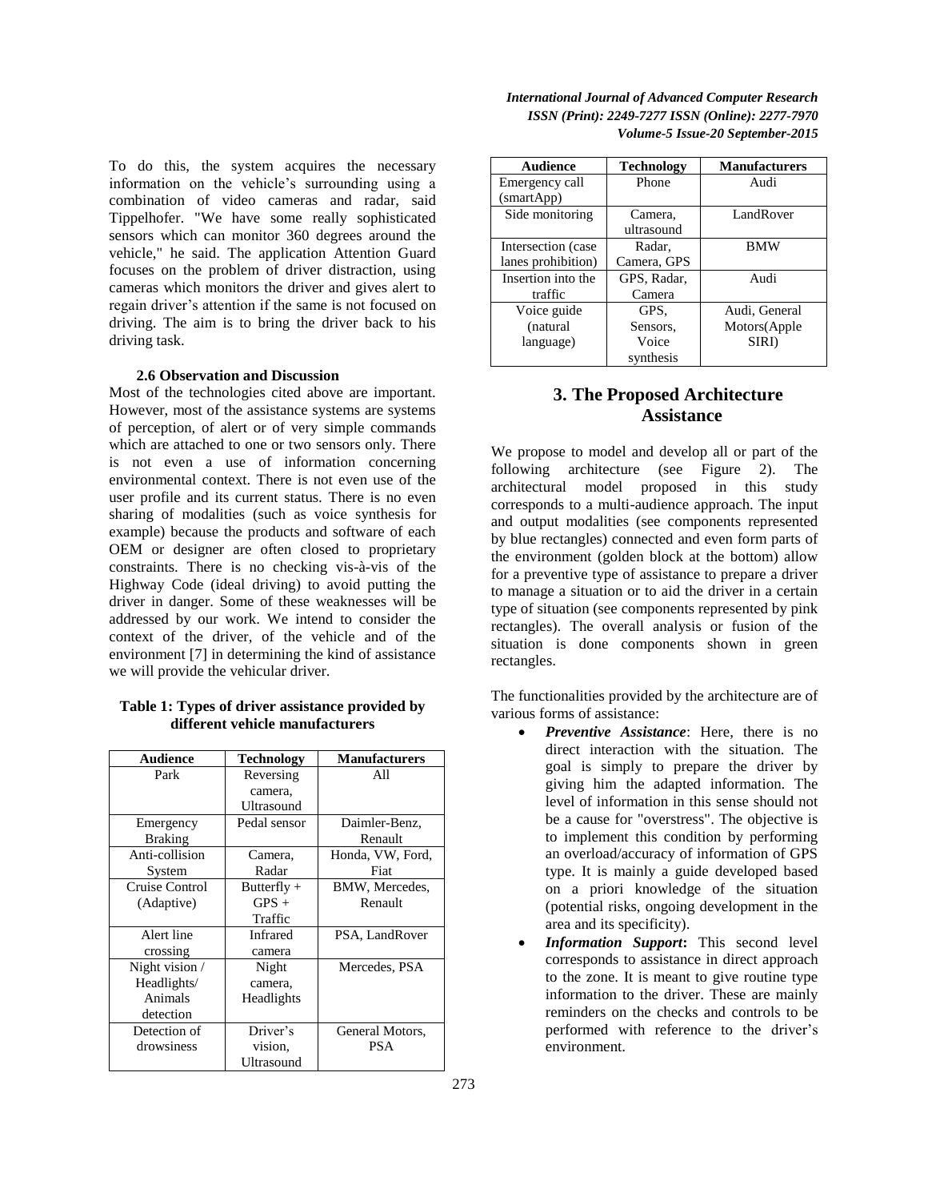To do this, the system acquires the necessary information on the vehicle's surrounding using a combination of video cameras and radar, said Tippelhofer. "We have some really sophisticated sensors which can monitor 360 degrees around the vehicle," he said. The application Attention Guard focuses on the problem of driver distraction, using cameras which monitors the driver and gives alert to regain driver's attention if the same is not focused on driving. The aim is to bring the driver back to his driving task.

### 2.6 Observation and Discussion

Most of the technologies cited above are important. However, most of the assistance systems are systems of perception, of alert or of very simple commands which are attached to one or two sensors only. There is not even a use of information concerning environmental context. There is not even use of the user profile and its current status. There is no even sharing of modalities (such as voice synthesis for example) because the products and software of each OEM or designer are often closed to proprietary constraints. There is no checking vis-à-vis of the Highway Code (ideal driving) to avoid putting the driver in danger. Some of these weaknesses will be addressed by our work. We intend to consider the context of the driver, of the vehicle and of the environment [7] in determining the kind of assistance we will provide the vehicular driver.

**Table 1: Types of driver assistance provided by different vehicle manufacturers**

| Audience | Technology | Manufacturers |
|---|---|---|
| Park | Reversing camera, Ultrasound | All |
| Emergency Braking | Pedal sensor | Daimler-Benz, Renault |
| Anti-collision System | Camera, Radar | Honda, VW, Ford, Fiat |
| Cruise Control (Adaptive) | Butterfly + GPS + Traffic | BMW, Mercedes, Renault |
| Alert line crossing | Infrared camera | PSA, LandRover |
| Night vision / Headlights/ Animals detection | Night camera, Headlights | Mercedes, PSA |
| Detection of drowsiness | Driver's vision, Ultrasound | General Motors, PSA |
| Emergency call (smartApp) | Phone | Audi |
| Side monitoring | Camera, ultrasound | LandRover |
| Intersection (case lanes prohibition) | Radar, Camera, GPS | BMW |
| Insertion into the traffic | GPS, Radar, Camera | Audi |
| Voice guide (natural language) | GPS, Sensors, Voice synthesis | Audi, General Motors(Apple SIRI) |

## 3. The Proposed Architecture Assistance

We propose to model and develop all or part of the following architecture (see Figure 2). The architectural model proposed in this study corresponds to a multi-audience approach. The input and output modalities (see components represented by blue rectangles) connected and even form parts of the environment (golden block at the bottom) allow for a preventive type of assistance to prepare a driver to manage a situation or to aid the driver in a certain type of situation (see components represented by pink rectangles). The overall analysis or fusion of the situation is done components shown in green rectangles.

The functionalities provided by the architecture are of various forms of assistance:

- ***Preventive Assistance***: Here, there is no direct interaction with the situation. The goal is simply to prepare the driver by giving him the adapted information. The level of information in this sense should not be a cause for "overstress". The objective is to implement this condition by performing an overload/accuracy of information of GPS type. It is mainly a guide developed based on a priori knowledge of the situation (potential risks, ongoing development in the area and its specificity).
- ***Information Support*:** This second level corresponds to assistance in direct approach to the zone. It is meant to give routine type information to the driver. These are mainly reminders on the checks and controls to be performed with reference to the driver's environment.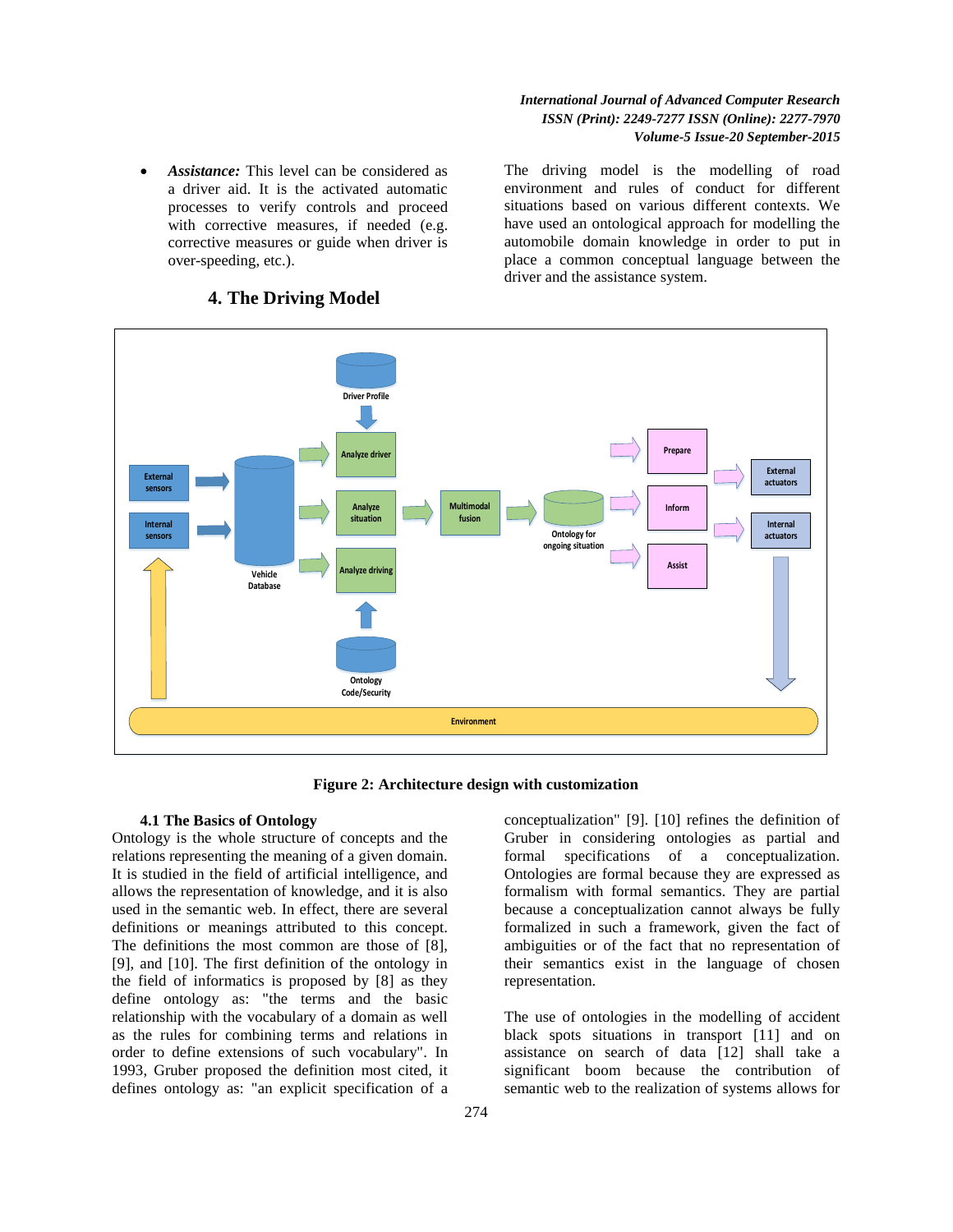- ***Assistance:*** This level can be considered as a driver aid. It is the activated automatic processes to verify controls and proceed with corrective measures, if needed (e.g. corrective measures or guide when driver is over-speeding, etc.).

## 4. The Driving Model

The driving model is the modelling of road environment and rules of conduct for different situations based on various different contexts. We have used an ontological approach for modelling the automobile domain knowledge in order to put in place a common conceptual language between the driver and the assistance system.

**Figure 2: Architecture design with customization**

### 4.1 The Basics of Ontology

Ontology is the whole structure of concepts and the relations representing the meaning of a given domain. It is studied in the field of artificial intelligence, and allows the representation of knowledge, and it is also used in the semantic web. In effect, there are several definitions or meanings attributed to this concept. The definitions the most common are those of [8], [9], and [10]. The first definition of the ontology in the field of informatics is proposed by [8] as they define ontology as: "the terms and the basic relationship with the vocabulary of a domain as well as the rules for combining terms and relations in order to define extensions of such vocabulary". In 1993, Gruber proposed the definition most cited, it defines ontology as: "an explicit specification of a conceptualization" [9]. [10] refines the definition of Gruber in considering ontologies as partial and formal specifications of a conceptualization. Ontologies are formal because they are expressed as formalism with formal semantics. They are partial because a conceptualization cannot always be fully formalized in such a framework, given the fact of ambiguities or of the fact that no representation of their semantics exist in the language of chosen representation.

The use of ontologies in the modelling of accident black spots situations in transport [11] and on assistance on search of data [12] shall take a significant boom because the contribution of semantic web to the realization of systems allows for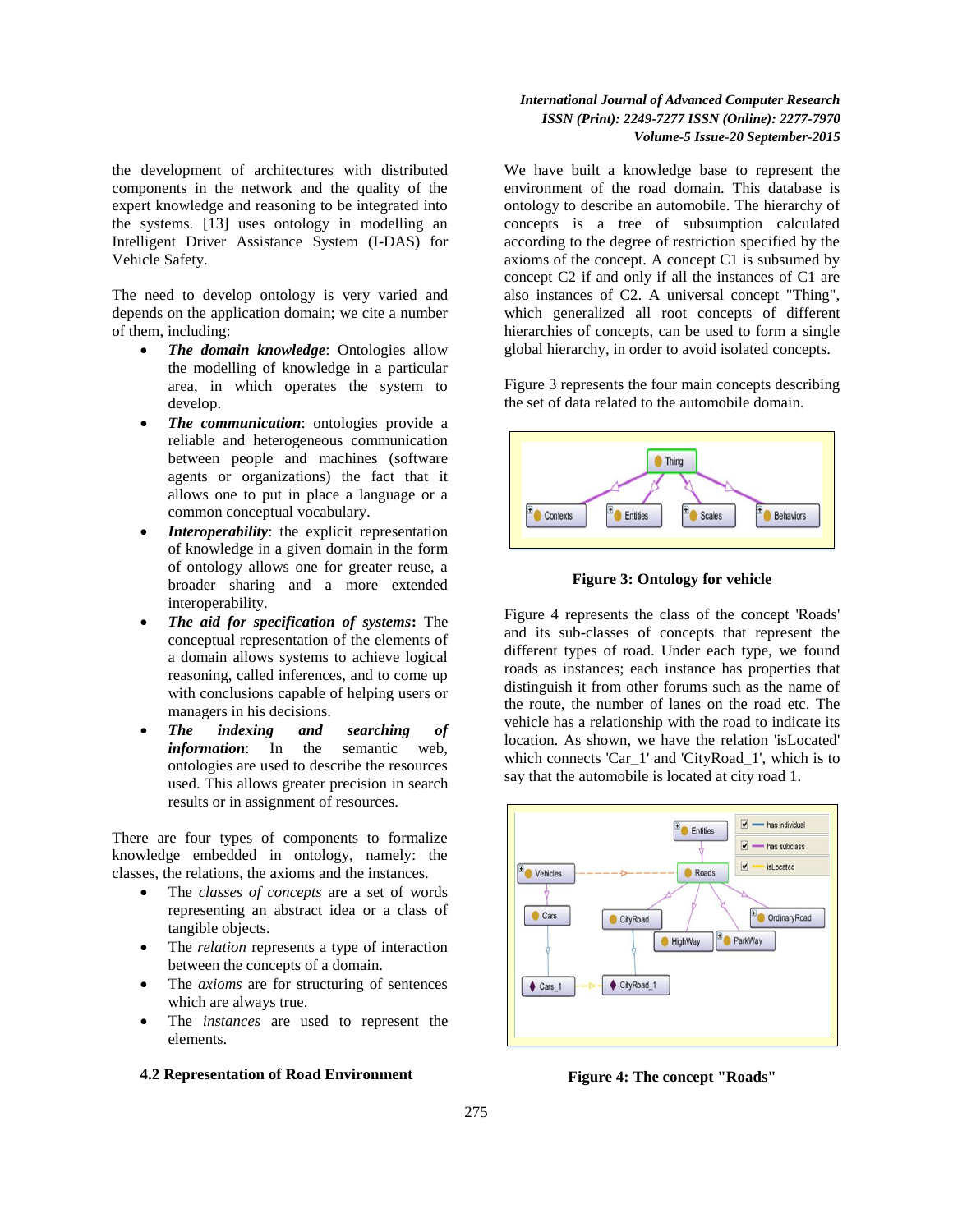the development of architectures with distributed components in the network and the quality of the expert knowledge and reasoning to be integrated into the systems. [13] uses ontology in modelling an Intelligent Driver Assistance System (I-DAS) for Vehicle Safety.

The need to develop ontology is very varied and depends on the application domain; we cite a number of them, including:

- ***The domain knowledge***: Ontologies allow the modelling of knowledge in a particular area, in which operates the system to develop.
- ***The communication***: ontologies provide a reliable and heterogeneous communication between people and machines (software agents or organizations) the fact that it allows one to put in place a language or a common conceptual vocabulary.
- ***Interoperability***: the explicit representation of knowledge in a given domain in the form of ontology allows one for greater reuse, a broader sharing and a more extended interoperability.
- ***The aid for specification of systems*:** The conceptual representation of the elements of a domain allows systems to achieve logical reasoning, called inferences, and to come up with conclusions capable of helping users or managers in his decisions.
- ***The indexing and searching of information***: In the semantic web, ontologies are used to describe the resources used. This allows greater precision in search results or in assignment of resources.

There are four types of components to formalize knowledge embedded in ontology, namely: the classes, the relations, the axioms and the instances.

- The *classes of concepts* are a set of words representing an abstract idea or a class of tangible objects.
- The *relation* represents a type of interaction between the concepts of a domain.
- The *axioms* are for structuring of sentences which are always true.
- The *instances* are used to represent the elements.

### 4.2 Representation of Road Environment

We have built a knowledge base to represent the environment of the road domain. This database is ontology to describe an automobile. The hierarchy of concepts is a tree of subsumption calculated according to the degree of restriction specified by the axioms of the concept. A concept C1 is subsumed by concept C2 if and only if all the instances of C1 are also instances of C2. A universal concept "Thing", which generalized all root concepts of different hierarchies of concepts, can be used to form a single global hierarchy, in order to avoid isolated concepts.

Figure 3 represents the four main concepts describing the set of data related to the automobile domain.

**Figure 3: Ontology for vehicle**

Figure 4 represents the class of the concept 'Roads' and its sub-classes of concepts that represent the different types of road. Under each type, we found roads as instances; each instance has properties that distinguish it from other forums such as the name of the route, the number of lanes on the road etc. The vehicle has a relationship with the road to indicate its location. As shown, we have the relation 'isLocated' which connects 'Car_1' and 'CityRoad_1', which is to say that the automobile is located at city road 1.

**Figure 4: The concept "Roads"**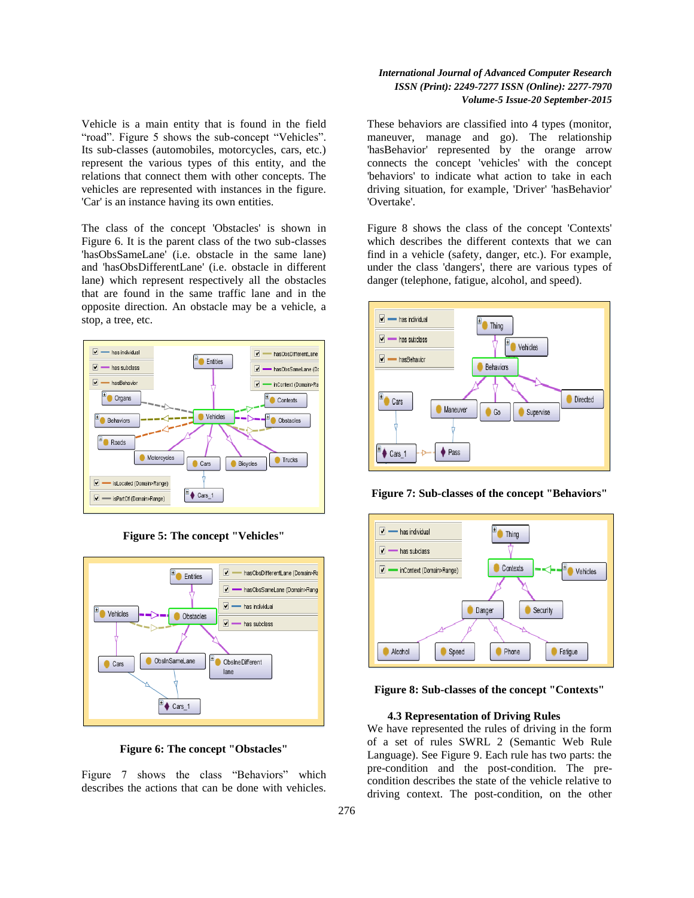Vehicle is a main entity that is found in the field "road". Figure 5 shows the sub-concept "Vehicles". Its sub-classes (automobiles, motorcycles, cars, etc.) represent the various types of this entity, and the relations that connect them with other concepts. The vehicles are represented with instances in the figure. 'Car' is an instance having its own entities.

The class of the concept 'Obstacles' is shown in Figure 6. It is the parent class of the two sub-classes 'hasObsSameLane' (i.e. obstacle in the same lane) and 'hasObsDifferentLane' (i.e. obstacle in different lane) which represent respectively all the obstacles that are found in the same traffic lane and in the opposite direction. An obstacle may be a vehicle, a stop, a tree, etc.

**Figure 5: The concept "Vehicles"**

**Figure 6: The concept "Obstacles"**

Figure 7 shows the class "Behaviors" which describes the actions that can be done with vehicles. These behaviors are classified into 4 types (monitor, maneuver, manage and go). The relationship 'hasBehavior' represented by the orange arrow connects the concept 'vehicles' with the concept 'behaviors' to indicate what action to take in each driving situation, for example, 'Driver' 'hasBehavior' 'Overtake'.

Figure 8 shows the class of the concept 'Contexts' which describes the different contexts that we can find in a vehicle (safety, danger, etc.). For example, under the class 'dangers', there are various types of danger (telephone, fatigue, alcohol, and speed).

**Figure 7: Sub-classes of the concept "Behaviors"**

**Figure 8: Sub-classes of the concept "Contexts"**

### 4.3 Representation of Driving Rules

We have represented the rules of driving in the form of a set of rules SWRL 2 (Semantic Web Rule Language). See Figure 9. Each rule has two parts: the pre-condition and the post-condition. The pre-condition describes the state of the vehicle relative to driving context. The post-condition, on the other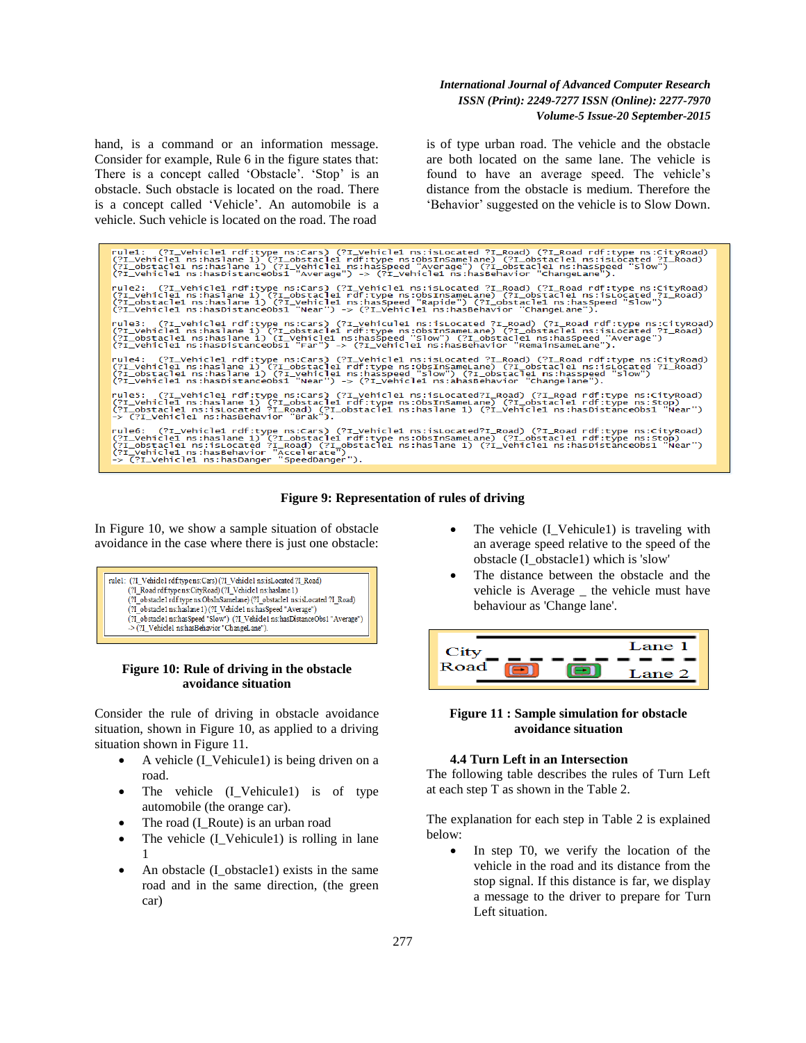hand, is a command or an information message. Consider for example, Rule 6 in the figure states that: There is a concept called 'Obstacle'. 'Stop' is an obstacle. Such obstacle is located on the road. There is a concept called 'Vehicle'. An automobile is a vehicle. Such vehicle is located on the road. The road is of type urban road. The vehicle and the obstacle are both located on the same lane. The vehicle is found to have an average speed. The vehicle's distance from the obstacle is medium. Therefore the 'Behavior' suggested on the vehicle is to Slow Down.

```
rule1: (?I_Vehicle1 rdf:type ns:Cars) (?I_Vehicle1 ns:isLocated ?I_Road) (?I_Road rdf:type ns:CityRoad)
(?I_Vehicle1 ns:haslane 1) (?I_obstacle1 rdf:type ns:ObsInSameLane) (?I_obstacle1 ns:isLocated ?I_Road)
(?I_obstacle1 ns:haslane 1) (?I_Vehicle1 ns:hasSpeed "Average") (?I_obstacle1 ns:hasSpeed "Slow")
(?I_Vehicle1 ns:hasDistanceObs1 "Average") -> (?I_Vehicle1 ns:hasBehavior "ChangeLane").

rule2: (?I_Vehicle1 rdf:type ns:Cars) (?I_Vehicle1 ns:isLocated ?I_Road) (?I_Road rdf:type ns:CityRoad)
(?I_Vehicle1 ns:haslane 1) (?I_obstacle1 rdf:type ns:ObsInSameLane) (?I_obstacle1 ns:isLocated ?I_Road)
(?I_obstacle1 ns:haslane 1) (?I_Vehicle1 ns:hasSpeed "Rapide") (?I_obstacle1 ns:hasSpeed "Slow")
(?I_Vehicle1 ns:hasDistanceObs1 "Near") -> (?I_Vehicle1 ns:hasBehavior "ChangeLane").

rule3: (?I_Vehicle1 rdf:type ns:Cars) (?I_Vehiculel ns:isLocated ?I_Road) (?I_Road rdf:type ns:CityRoad)
(?I_Vehicle1 ns:haslane 1) (?I_obstacle1 rdf:type ns:ObsInSameLane) (?I_obstacle1 ns:isLocated ?I_Road)
(?I_obstacle1 ns:haslane 1) (I_Vehicle1 ns:hasSpeed "Slow") (?I_obstacle1 ns:hasSpeed "Average")
(?I_Vehicle1 ns:hasDistanceObs1 "Far") -> (?I_Vehicle1 ns:hasBehavior "RemainSameLane").

rule4: (?I_Vehicle1 rdf:type ns:Cars) (?I_Vehicle1 ns:isLocated ?I_Road) (?I_Road rdf:type ns:CityRoad)
(?I_Vehicle1 ns:haslane 1) (?I_obstacle1 rdf:type ns:ObsInSameLane) (?I_obstacle1 ns:isLocated ?I_Road)
(?I_obstacle1 ns:haslane 1) (?I_Vehicle1 ns:hasSpeed "Slow") (?I_obstacle1 ns:hasSpeed "Slow")
(?I_Vehicle1 ns:hasDistanceObs1 "Near") -> (?I_Vehicle1 ns:ahasBehavior "Changelane").

rule5: (?I_Vehicle1 rdf:type ns:Cars) (?I_Vehicle1 ns:isLocated?I_Road) (?I_Road rdf:type ns:CityRoad)
(?I_Vehicle1 ns:haslane 1) (?I_obstacle1 rdf:type ns:ObsInSameLane) (?I_obstacle1 rdf:type ns:Stop)
(?I_obstacle1 ns:isLocated ?I_Road) (?I_obstacle1 ns:haslane 1) (?I_Vehicle1 ns:hasDistanceObs1 "Near")
-> (?I_Vehicle1 ns:hasBehavior "Brak").

rule6: (?I_Vehicle1 rdf:type ns:Cars) (?I_Vehicle1 ns:isLocated?I_Road) (?I_Road rdf:type ns:CityRoad)
(?I_Vehicle1 ns:haslane 1) (?I_obstacle1 rdf:type ns:ObsInSameLane) (?I_obstacle1 rdf:type ns:Stop)
(?I_obstacle1 ns:isLocated ?I_Road) (?I_obstacle1 ns:haslane 1) (?I_Vehicle1 ns:hasDistanceObs1 "Near")
(?I_Vehicle1 ns:hasBehavior "Accelerate")
-> (?I_Vehicle1 ns:hasDanger "SpeedDanger").
```

**Figure 9: Representation of rules of driving**

In Figure 10, we show a sample situation of obstacle avoidance in the case where there is just one obstacle:

```
rule1: (?I_Vehicle1 rdf:type ns:Cars) (?I_Vehicle1 ns:isLocated ?I_Road)
(?I_Road rdf:type ns:CityRoad) (?I_Vehicle1 ns:haslane 1)
(?I_obstacle1 rdf:type ns:ObsInSameLane) (?I_obstacle1 ns:isLocated ?I_Road)
(?I_obstacle1 ns:haslane 1) (?I_Vehicle1 ns:hasSpeed "Average")
(?I_obstacle1 ns:hasSpeed "Slow") (?I_Vehicle1 ns:hasDistanceObs1 "Average")
-> (?I_Vehicle1 ns:hasBehavior "ChangeLane").
```

**Figure 10: Rule of driving in the obstacle avoidance situation**

Consider the rule of driving in obstacle avoidance situation, shown in Figure 10, as applied to a driving situation shown in Figure 11.

- A vehicle (I_Vehicule1) is being driven on a road.
- The vehicle (I_Vehicule1) is of type automobile (the orange car).
- The road (I_Route) is an urban road
- The vehicle (I_Vehicule1) is rolling in lane 1
- An obstacle (I_obstacle1) exists in the same road and in the same direction, (the green car)
- The vehicle (I_Vehicule1) is traveling with an average speed relative to the speed of the obstacle (I_obstacle1) which is 'slow'
- The distance between the obstacle and the vehicle is Average _ the vehicle must have behaviour as 'Change lane'.

**Figure 11 : Sample simulation for obstacle avoidance situation**

### 4.4 Turn Left in an Intersection

The following table describes the rules of Turn Left at each step T as shown in the Table 2.

The explanation for each step in Table 2 is explained below:

- In step T0, we verify the location of the vehicle in the road and its distance from the stop signal. If this distance is far, we display a message to the driver to prepare for Turn Left situation.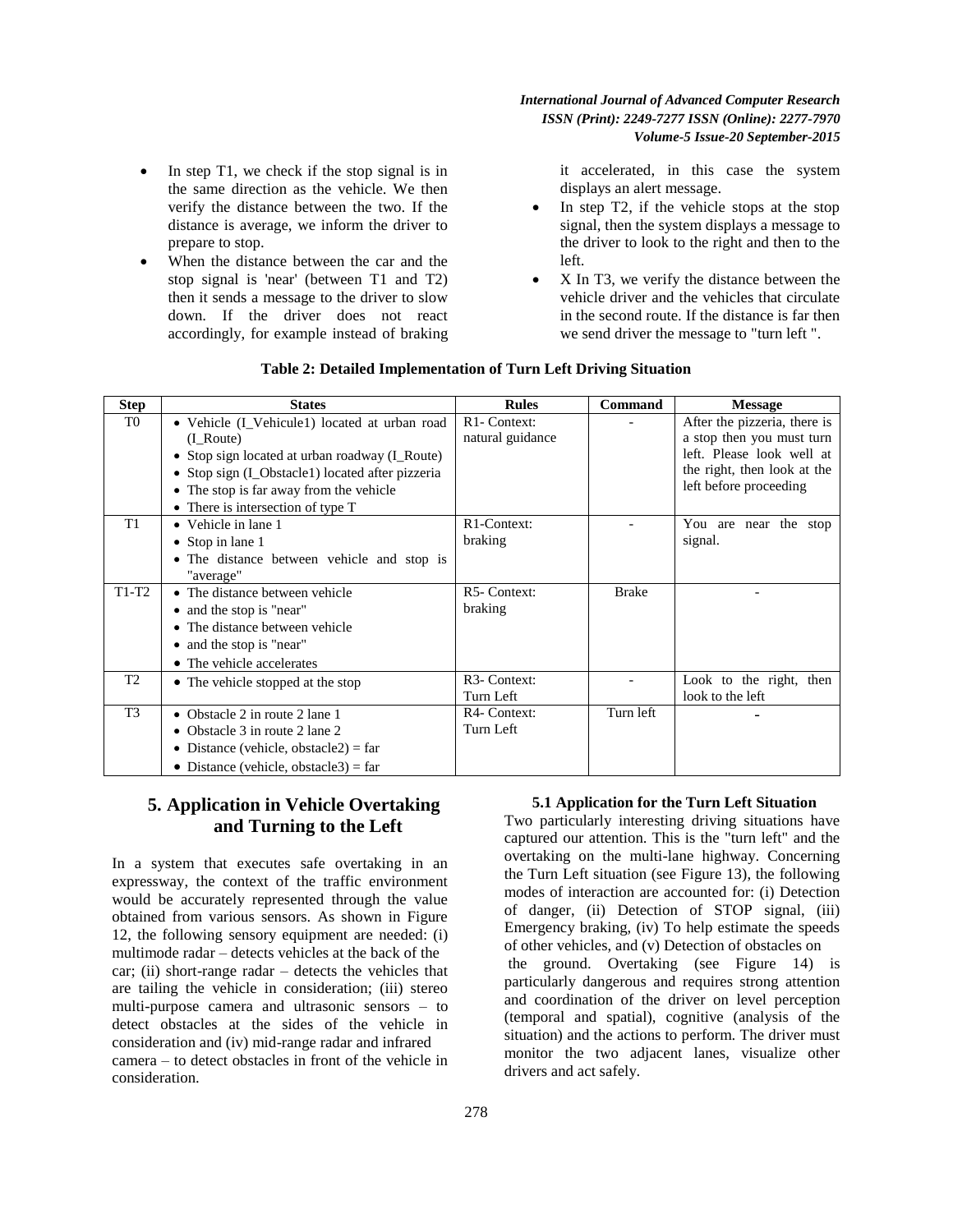- In step T1, we check if the stop signal is in the same direction as the vehicle. We then verify the distance between the two. If the distance is average, we inform the driver to prepare to stop.
- When the distance between the car and the stop signal is 'near' (between T1 and T2) then it sends a message to the driver to slow down. If the driver does not react accordingly, for example instead of braking it accelerated, in this case the system displays an alert message.
- In step T2, if the vehicle stops at the stop signal, then the system displays a message to the driver to look to the right and then to the left.
- X In T3, we verify the distance between the vehicle driver and the vehicles that circulate in the second route. If the distance is far then we send driver the message to "turn left ".

**Table 2: Detailed Implementation of Turn Left Driving Situation**

| Step | States | Rules | Command | Message |
|---|---|---|---|---|
| T0 | • Vehicle (I_Vehicule1) located at urban road (I_Route)<br>• Stop sign located at urban roadway (I_Route)<br>• Stop sign (I_Obstacle1) located after pizzeria<br>• The stop is far away from the vehicle<br>• There is intersection of type T | R1- Context: natural guidance | - | After the pizzeria, there is a stop then you must turn left. Please look well at the right, then look at the left before proceeding |
| T1 | • Vehicle in lane 1<br>• Stop in lane 1<br>• The distance between vehicle and stop is "average" | R1-Context: braking | - | You are near the stop signal. |
| T1-T2 | • The distance between vehicle<br>• and the stop is "near"<br>• The distance between vehicle<br>• and the stop is "near"<br>• The vehicle accelerates | R5- Context: braking | Brake | - |
| T2 | • The vehicle stopped at the stop | R3- Context: Turn Left | - | Look to the right, then look to the left |
| T3 | • Obstacle 2 in route 2 lane 1<br>• Obstacle 3 in route 2 lane 2<br>• Distance (vehicle, obstacle2) = far<br>• Distance (vehicle, obstacle3) = far | R4- Context: Turn Left | Turn left | - |

## 5. Application in Vehicle Overtaking and Turning to the Left

In a system that executes safe overtaking in an expressway, the context of the traffic environment would be accurately represented through the value obtained from various sensors. As shown in Figure 12, the following sensory equipment are needed: (i) multimode radar – detects vehicles at the back of the car; (ii) short-range radar – detects the vehicles that are tailing the vehicle in consideration; (iii) stereo multi-purpose camera and ultrasonic sensors – to detect obstacles at the sides of the vehicle in consideration and (iv) mid-range radar and infrared camera – to detect obstacles in front of the vehicle in consideration.

### 5.1 Application for the Turn Left Situation

Two particularly interesting driving situations have captured our attention. This is the "turn left" and the overtaking on the multi-lane highway. Concerning the Turn Left situation (see Figure 13), the following modes of interaction are accounted for: (i) Detection of danger, (ii) Detection of STOP signal, (iii) Emergency braking, (iv) To help estimate the speeds of other vehicles, and (v) Detection of obstacles on the ground. Overtaking (see Figure 14) is particularly dangerous and requires strong attention and coordination of the driver on level perception (temporal and spatial), cognitive (analysis of the situation) and the actions to perform. The driver must monitor the two adjacent lanes, visualize other drivers and act safely.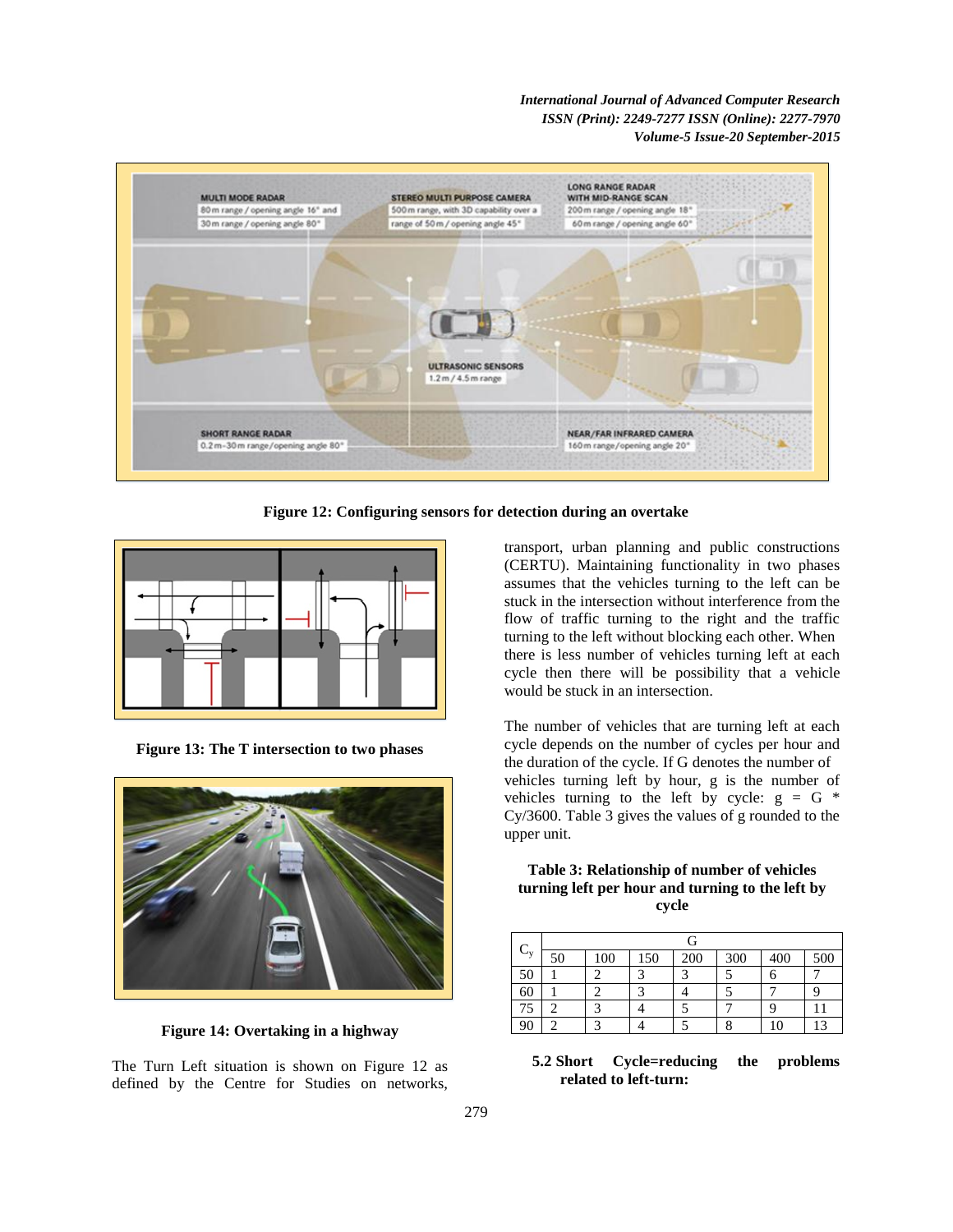Figure 12: Configuring sensors for detection during an overtake

Figure 13: The T intersection to two phases

Figure 14: Overtaking in a highway

The Turn Left situation is shown on Figure 12 as defined by the Centre for Studies on networks, transport, urban planning and public constructions (CERTU). Maintaining functionality in two phases assumes that the vehicles turning to the left can be stuck in the intersection without interference from the flow of traffic turning to the right and the traffic turning to the left without blocking each other. When there is less number of vehicles turning left at each cycle then there will be possibility that a vehicle would be stuck in an intersection.

The number of vehicles that are turning left at each cycle depends on the number of cycles per hour and the duration of the cycle. If G denotes the number of vehicles turning left by hour, g is the number of vehicles turning to the left by cycle: $g = G * Cy/3600$. Table 3 gives the values of g rounded to the upper unit.

**Table 3: Relationship of number of vehicles turning left per hour and turning to the left by cycle**

| $C_y$ | G | | | | | | |
|---|---|---|---|---|---|---|---|
| | 50 | 100 | 150 | 200 | 300 | 400 | 500 |
| 50 | 1 | 2 | 3 | 3 | 5 | 6 | 7 |
| 60 | 1 | 2 | 3 | 4 | 5 | 7 | 9 |
| 75 | 2 | 3 | 4 | 5 | 7 | 9 | 11 |
| 90 | 2 | 3 | 4 | 5 | 8 | 10 | 13 |

**5.2 Short Cycle=reducing the problems related to left-turn:**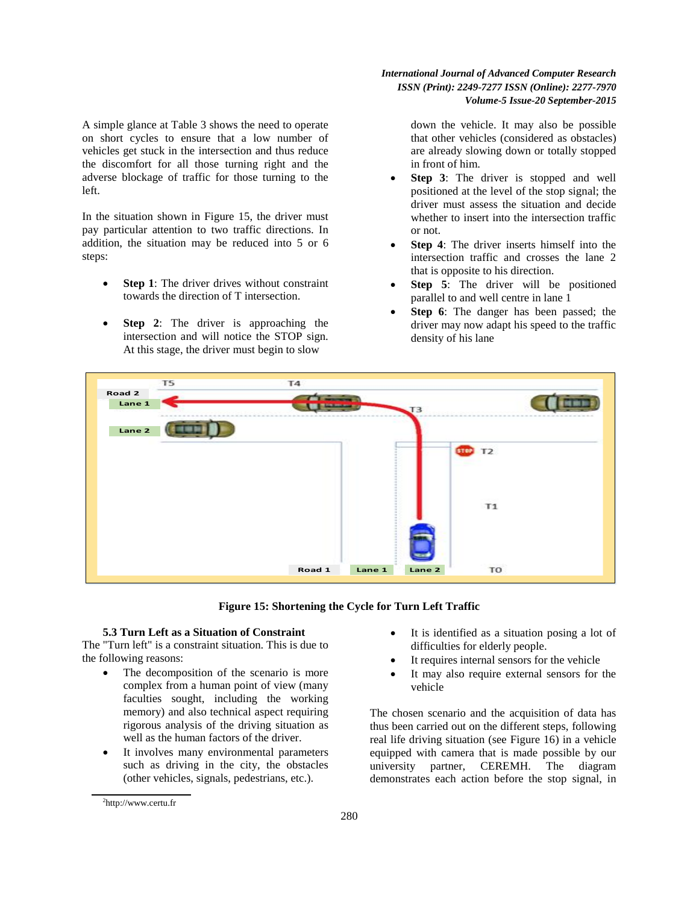A simple glance at Table 3 shows the need to operate on short cycles to ensure that a low number of vehicles get stuck in the intersection and thus reduce the discomfort for all those turning right and the adverse blockage of traffic for those turning to the left.

In the situation shown in Figure 15, the driver must pay particular attention to two traffic directions. In addition, the situation may be reduced into 5 or 6 steps:

- **Step 1**: The driver drives without constraint towards the direction of T intersection.
- **Step 2**: The driver is approaching the intersection and will notice the STOP sign. At this stage, the driver must begin to slow down the vehicle. It may also be possible that other vehicles (considered as obstacles) are already slowing down or totally stopped in front of him.
- **Step 3**: The driver is stopped and well positioned at the level of the stop signal; the driver must assess the situation and decide whether to insert into the intersection traffic or not.
- **Step 4**: The driver inserts himself into the intersection traffic and crosses the lane 2 that is opposite to his direction.
- **Step 5**: The driver will be positioned parallel to and well centre in lane 1
- **Step 6**: The danger has been passed; the driver may now adapt his speed to the traffic density of his lane

**Figure 15: Shortening the Cycle for Turn Left Traffic**

### 5.3 Turn Left as a Situation of Constraint

The "Turn left" is a constraint situation. This is due to the following reasons:

- The decomposition of the scenario is more complex from a human point of view (many faculties sought, including the working memory) and also technical aspect requiring rigorous analysis of the driving situation as well as the human factors of the driver.
- It involves many environmental parameters such as driving in the city, the obstacles (other vehicles, signals, pedestrians, etc.).
- It is identified as a situation posing a lot of difficulties for elderly people.
- It requires internal sensors for the vehicle
- It may also require external sensors for the vehicle

The chosen scenario and the acquisition of data has thus been carried out on the different steps, following real life driving situation (see Figure 16) in a vehicle equipped with camera that is made possible by our university partner, CEREMH. The diagram demonstrates each action before the stop signal, in

[2]http://www.certu.fr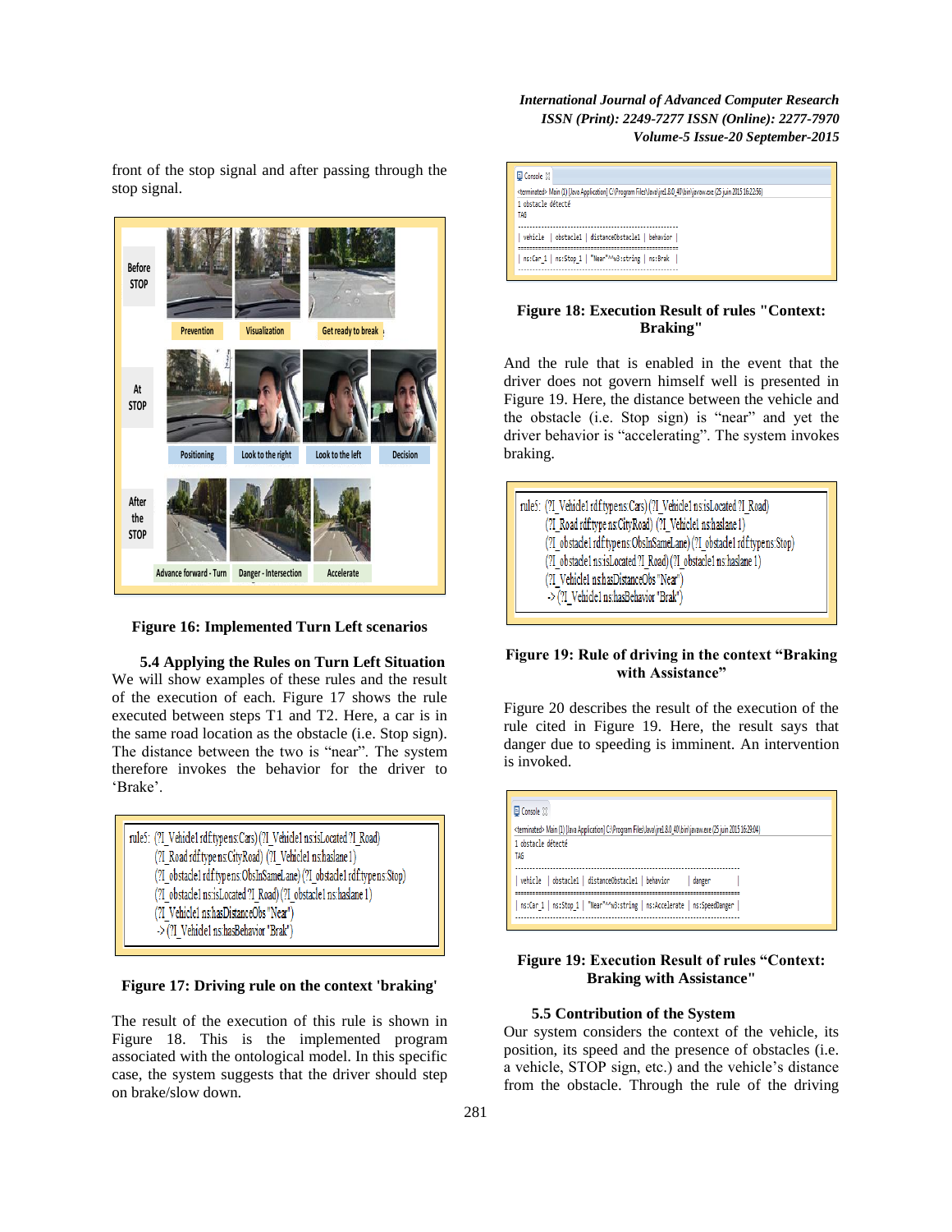front of the stop signal and after passing through the stop signal.

**Figure 16: Implemented Turn Left scenarios**

### 5.4 Applying the Rules on Turn Left Situation

We will show examples of these rules and the result of the execution of each. Figure 17 shows the rule executed between steps T1 and T2. Here, a car is in the same road location as the obstacle (i.e. Stop sign). The distance between the two is "near". The system therefore invokes the behavior for the driver to 'Brake'.

```
rule5: (?I_Vehicle1 rdf:type ns:Cars) (?I_Vehicle1 ns:isLocated ?I_Road)
       (?I_Road rdf:type ns:CityRoad) (?I_Vehicle1 ns:haslane 1)
       (?I_obstacle1 rdf:type ns:ObsInSameLane) (?I_obstacle1 rdf:type ns:Stop)
       (?I_obstacle1 ns:isLocated ?I_Road) (?I_obstacle1 ns:haslane 1)
       (?I_Vehicle1 ns:hasDistanceObs "Near")
       -> (?I_Vehicle1 ns:hasBehavior "Brak")
```

**Figure 17: Driving rule on the context 'braking'**

The result of the execution of this rule is shown in Figure 18. This is the implemented program associated with the ontological model. In this specific case, the system suggests that the driver should step on brake/slow down.

```
Console
<terminated> Main (1) [Java Application] C:\Program Files\Java\jre1.8.0_40\bin\javaw.exe (25 juin 2015 16:22:56)
1 obstacle détecté
TAG
| vehicle | obstacle1 | distanceObstacle1 | behavior |
| ns:Car_1 | ns:Stop_1 | "Near"^^w3:string | ns:Brak |
```

**Figure 18: Execution Result of rules "Context: Braking"**

And the rule that is enabled in the event that the driver does not govern himself well is presented in Figure 19. Here, the distance between the vehicle and the obstacle (i.e. Stop sign) is "near" and yet the driver behavior is "accelerating". The system invokes braking.

```
rule5: (?I_Vehicle1 rdf:type ns:Cars) (?I_Vehicle1 ns:isLocated ?I_Road)
       (?I_Road rdf:type ns:CityRoad) (?I_Vehicle1 ns:haslane 1)
       (?I_obstacle1 rdf:type ns:ObsInSameLane) (?I_obstacle1 rdf:type ns:Stop)
       (?I_obstacle1 ns:isLocated ?I_Road) (?I_obstacle1 ns:haslane 1)
       (?I_Vehicle1 ns:hasDistanceObs "Near")
       -> (?I_Vehicle1 ns:hasBehavior "Brak")
```

**Figure 19: Rule of driving in the context "Braking with Assistance"**

Figure 20 describes the result of the execution of the rule cited in Figure 19. Here, the result says that danger due to speeding is imminent. An intervention is invoked.

```
Console
<terminated> Main (1) [Java Application] C:\Program Files\Java\jre1.8.0_40\bin\javaw.exe (25 juin 2015 16:29:04)
1 obstacle détecté
TAG
| vehicle | obstacle1 | distanceObstacle1 | behavior | danger |
| ns:Car_1 | ns:Stop_1 | "Near"^^w3:string | ns:Accelerate | ns:SpeedDanger |
```

**Figure 19: Execution Result of rules "Context: Braking with Assistance"**

### 5.5 Contribution of the System

Our system considers the context of the vehicle, its position, its speed and the presence of obstacles (i.e. a vehicle, STOP sign, etc.) and the vehicle's distance from the obstacle. Through the rule of the driving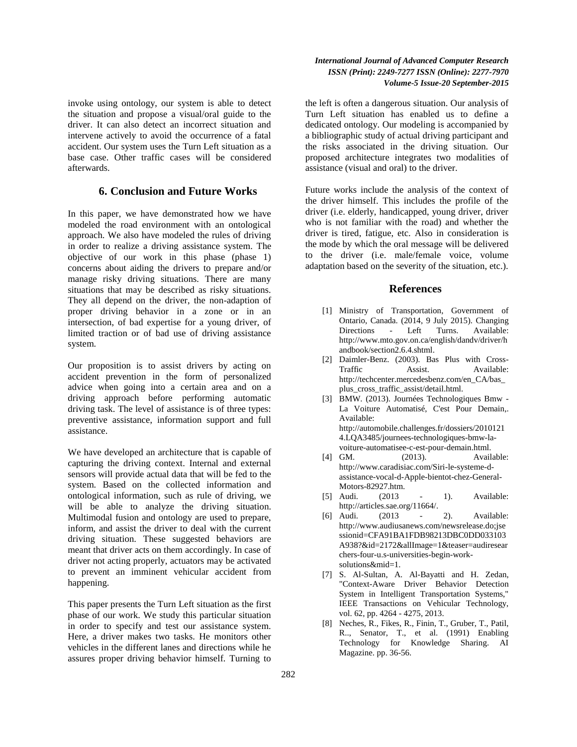invoke using ontology, our system is able to detect the situation and propose a visual/oral guide to the driver. It can also detect an incorrect situation and intervene actively to avoid the occurrence of a fatal accident. Our system uses the Turn Left situation as a base case. Other traffic cases will be considered afterwards.

## 6. Conclusion and Future Works

In this paper, we have demonstrated how we have modeled the road environment with an ontological approach. We also have modeled the rules of driving in order to realize a driving assistance system. The objective of our work in this phase (phase 1) concerns about aiding the drivers to prepare and/or manage risky driving situations. There are many situations that may be described as risky situations. They all depend on the driver, the non-adaption of proper driving behavior in a zone or in an intersection, of bad expertise for a young driver, of limited traction or of bad use of driving assistance system.

Our proposition is to assist drivers by acting on accident prevention in the form of personalized advice when going into a certain area and on a driving approach before performing automatic driving task. The level of assistance is of three types: preventive assistance, information support and full assistance.

We have developed an architecture that is capable of capturing the driving context. Internal and external sensors will provide actual data that will be fed to the system. Based on the collected information and ontological information, such as rule of driving, we will be able to analyze the driving situation. Multimodal fusion and ontology are used to prepare, inform, and assist the driver to deal with the current driving situation. These suggested behaviors are meant that driver acts on them accordingly. In case of driver not acting properly, actuators may be activated to prevent an imminent vehicular accident from happening.

This paper presents the Turn Left situation as the first phase of our work. We study this particular situation in order to specify and test our assistance system. Here, a driver makes two tasks. He monitors other vehicles in the different lanes and directions while he assures proper driving behavior himself. Turning to the left is often a dangerous situation. Our analysis of Turn Left situation has enabled us to define a dedicated ontology. Our modeling is accompanied by a bibliographic study of actual driving participant and the risks associated in the driving situation. Our proposed architecture integrates two modalities of assistance (visual and oral) to the driver.

Future works include the analysis of the context of the driver himself. This includes the profile of the driver (i.e. elderly, handicapped, young driver, driver who is not familiar with the road) and whether the driver is tired, fatigue, etc. Also in consideration is the mode by which the oral message will be delivered to the driver (i.e. male/female voice, volume adaptation based on the severity of the situation, etc.).

## References

[1] Ministry of Transportation, Government of Ontario, Canada. (2014, 9 July 2015). Changing Directions - Left Turns. Available: http://www.mto.gov.on.ca/english/dandv/driver/handbook/section2.6.4.shtml.

[2] Daimler-Benz. (2003). Bas Plus with Cross-Traffic Assist. Available: http://techcenter.mercedesbenz.com/en_CA/bas_plus_cross_traffic_assist/detail.html.

[3] BMW. (2013). Journées Technologiques Bmw - La Voiture Automatisé, C'est Pour Demain,. Available: http://automobile.challenges.fr/dossiers/20101214.LQA3485/journees-technologiques-bmw-la-voiture-automatisee-c-est-pour-demain.html.

[4] GM. (2013). Available: http://www.caradisiac.com/Siri-le-systeme-d-assistance-vocal-d-Apple-bientot-chez-General-Motors-82927.htm.

[5] Audi. (2013 - 1). Available: http://articles.sae.org/11664/.

[6] Audi. (2013 - 2). Available: http://www.audiusanews.com/newsrelease.do;jsessionid=CFA91BA1FDB98213DBC0DD033103A938?&id=2172&allImage=1&teaser=audiresearchers-four-u.s-universities-begin-work-solutions&mid=1.

[7] S. Al-Sultan, A. Al-Bayatti and H. Zedan, "Context-Aware Driver Behavior Detection System in Intelligent Transportation Systems," IEEE Transactions on Vehicular Technology, vol. 62, pp. 4264 - 4275, 2013.

[8] Neches, R., Fikes, R., Finin, T., Gruber, T., Patil, R.., Senator, T., et al. (1991) Enabling Technology for Knowledge Sharing. AI Magazine. pp. 36-56.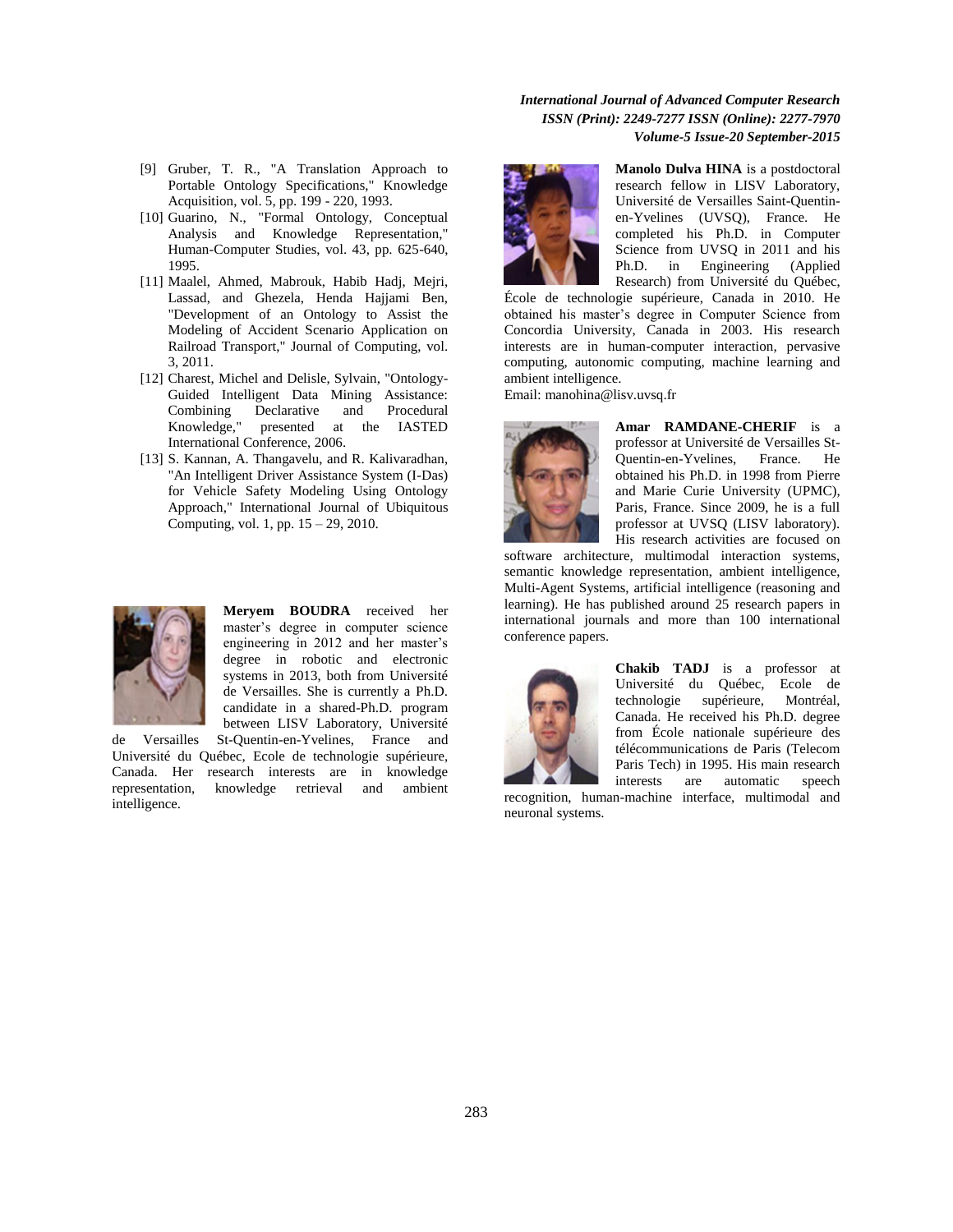[9] Gruber, T. R., "A Translation Approach to Portable Ontology Specifications," Knowledge Acquisition, vol. 5, pp. 199 - 220, 1993.

[10] Guarino, N., "Formal Ontology, Conceptual Analysis and Knowledge Representation," Human-Computer Studies, vol. 43, pp. 625-640, 1995.

[11] Maalel, Ahmed, Mabrouk, Habib Hadj, Mejri, Lassad, and Ghezela, Henda Hajjami Ben, "Development of an Ontology to Assist the Modeling of Accident Scenario Application on Railroad Transport," Journal of Computing, vol. 3, 2011.

[12] Charest, Michel and Delisle, Sylvain, "Ontology-Guided Intelligent Data Mining Assistance: Combining Declarative and Procedural Knowledge," presented at the IASTED International Conference, 2006.

[13] S. Kannan, A. Thangavelu, and R. Kalivaradhan, "An Intelligent Driver Assistance System (I-Das) for Vehicle Safety Modeling Using Ontology Approach," International Journal of Ubiquitous Computing, vol. 1, pp. 15 – 29, 2010.

**Meryem BOUDRA** received her master's degree in computer science engineering in 2012 and her master's degree in robotic and electronic systems in 2013, both from Université de Versailles. She is currently a Ph.D. candidate in a shared-Ph.D. program between LISV Laboratory, Université de Versailles St-Quentin-en-Yvelines, France and Université du Québec, Ecole de technologie supérieure, Canada. Her research interests are in knowledge representation, knowledge retrieval and ambient intelligence.

**Manolo Dulva HINA** is a postdoctoral research fellow in LISV Laboratory, Université de Versailles Saint-Quentin-en-Yvelines (UVSQ), France. He completed his Ph.D. in Computer Science from UVSQ in 2011 and his Ph.D. in Engineering (Applied Research) from Université du Québec, École de technologie supérieure, Canada in 2010. He obtained his master's degree in Computer Science from Concordia University, Canada in 2003. His research interests are in human-computer interaction, pervasive computing, autonomic computing, machine learning and ambient intelligence.
Email: manohina@lisv.uvsq.fr

**Amar RAMDANE-CHERIF** is a professor at Université de Versailles St-Quentin-en-Yvelines, France. He obtained his Ph.D. in 1998 from Pierre and Marie Curie University (UPMC), Paris, France. Since 2009, he is a full professor at UVSQ (LISV laboratory). His research activities are focused on software architecture, multimodal interaction systems, semantic knowledge representation, ambient intelligence, Multi-Agent Systems, artificial intelligence (reasoning and learning). He has published around 25 research papers in international journals and more than 100 international conference papers.

**Chakib TADJ** is a professor at Université du Québec, Ecole de technologie supérieure, Montréal, Canada. He received his Ph.D. degree from École nationale supérieure des télécommunications de Paris (Telecom Paris Tech) in 1995. His main research interests are automatic speech recognition, human-machine interface, multimodal and neuronal systems.